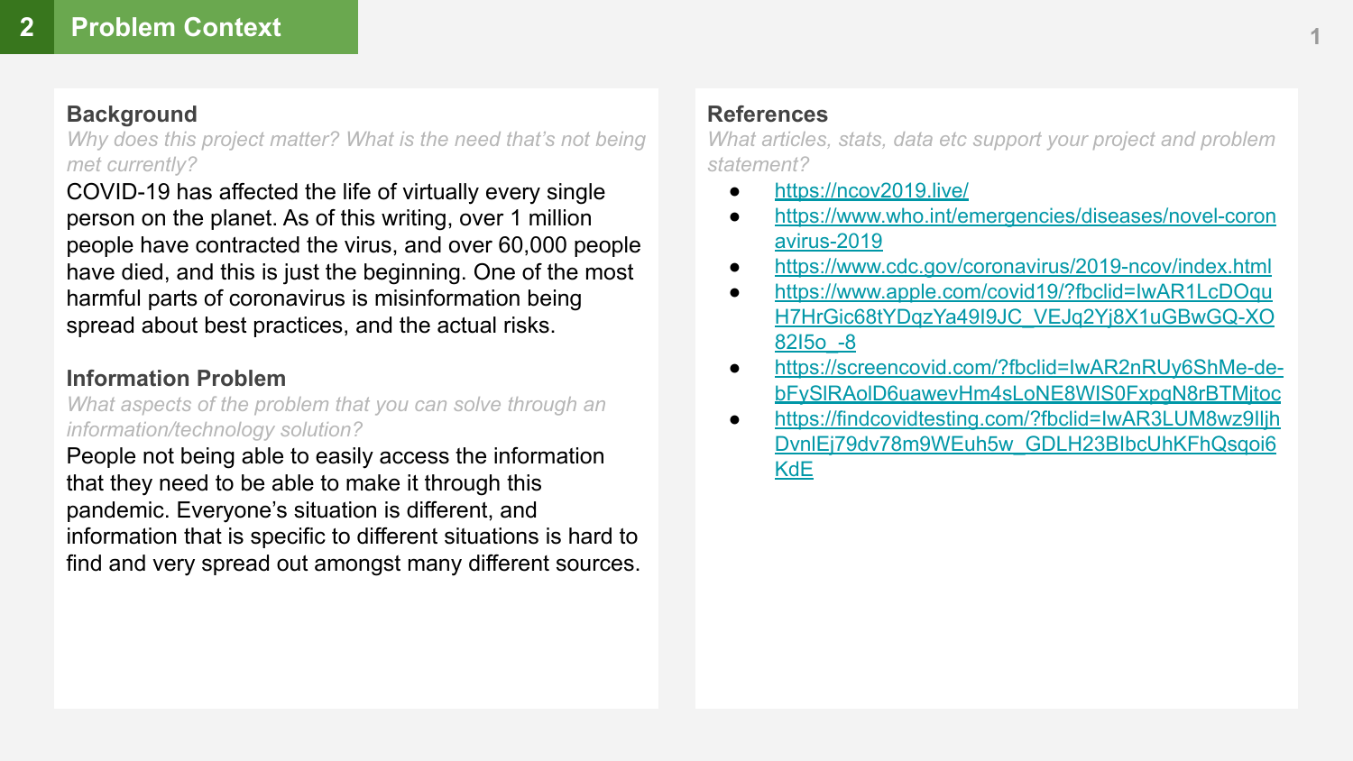## 2 Problem Context

### Background

*Why does this project matter? What is the need that's not being met currently?*

COVID-19 has affected the life of virtually every single person on the planet. As of this writing, over 1 million people have contracted the virus, and over 60,000 people have died, and this is just the beginning. One of the most harmful parts of coronavirus is misinformation being spread about best practices, and the actual risks.

### Information Problem

*What aspects of the problem that you can solve through an information/technology solution?*

People not being able to easily access the information that they need to be able to make it through this pandemic. Everyone's situation is different, and information that is specific to different situations is hard to find and very spread out amongst many different sources.

### References

*What articles, stats, data etc support your project and problem statement?*

- https://ncov2019.live/
- https://www.who.int/emergencies/diseases/novel-coronavirus-2019
- https://www.cdc.gov/coronavirus/2019-ncov/index.html
- https://www.apple.com/covid19/?fbclid=IwAR1LcDOquH7HrGic68tYDqzYa49I9JC_VEJq2Yj8X1uGBwGQ-XO82I5o_-8
- https://screencovid.com/?fbclid=IwAR2nRUy6ShMe-de-bFySIRAoID6uawevHm4sLoNE8WIS0FxpgN8rBTMjtoc
- https://findcovidtesting.com/?fbclid=IwAR3LUM8wz9IljhDvnlEj79dv78m9WEuh5w_GDLH23BIbcUhKFhQsqoi6KdE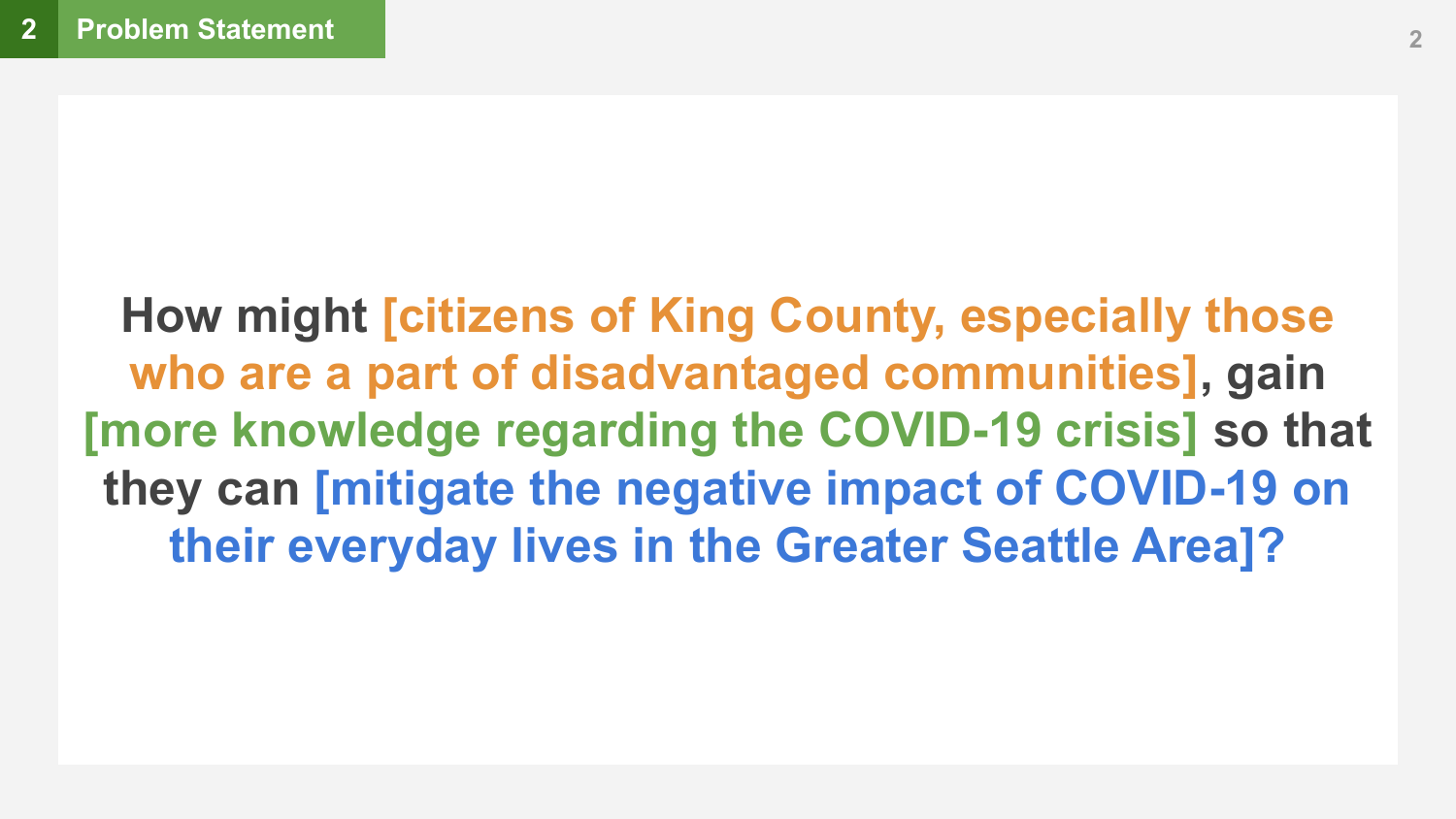## 2 Problem Statement

**How might [citizens of King County, especially those who are a part of disadvantaged communities], gain [more knowledge regarding the COVID-19 crisis] so that they can [mitigate the negative impact of COVID-19 on their everyday lives in the Greater Seattle Area]?**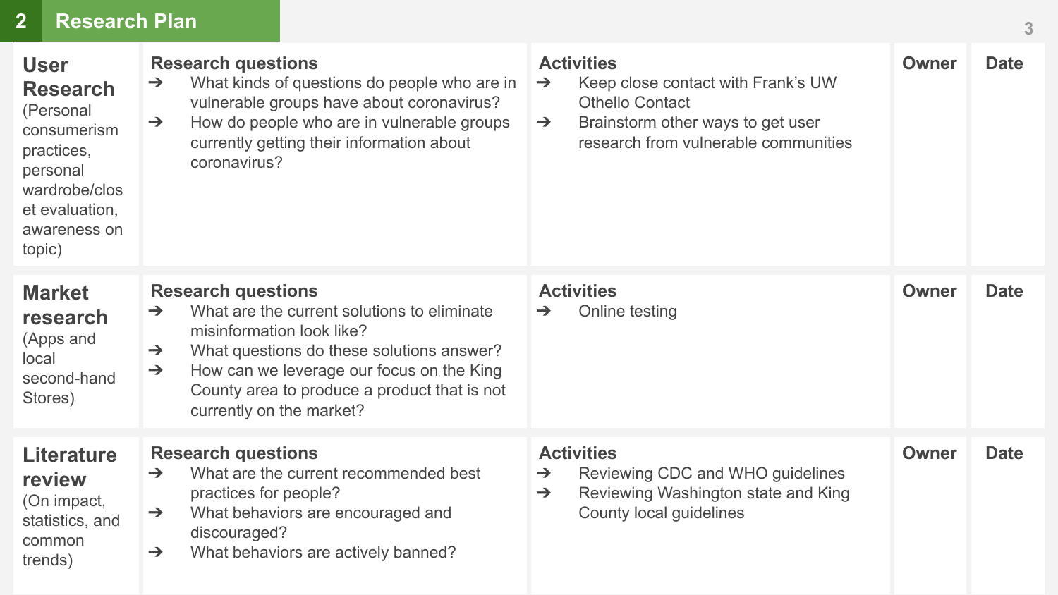## 2 Research Plan

| | Research questions | Activities | Owner | Date |
|---|---|---|---|---|
| **User Research** (Personal consumerism practices, personal wardrobe/closet evaluation, awareness on topic) | ➔ What kinds of questions do people who are in vulnerable groups have about coronavirus?<br>➔ How do people who are in vulnerable groups currently getting their information about coronavirus? | ➔ Keep close contact with Frank's UW Othello Contact<br>➔ Brainstorm other ways to get user research from vulnerable communities | | |
| **Market research** (Apps and local second-hand Stores) | ➔ What are the current solutions to eliminate misinformation look like?<br>➔ What questions do these solutions answer?<br>➔ How can we leverage our focus on the King County area to produce a product that is not currently on the market? | ➔ Online testing | | |
| **Literature review** (On impact, statistics, and common trends) | ➔ What are the current recommended best practices for people?<br>➔ What behaviors are encouraged and discouraged?<br>➔ What behaviors are actively banned? | ➔ Reviewing CDC and WHO guidelines<br>➔ Reviewing Washington state and King County local guidelines | | |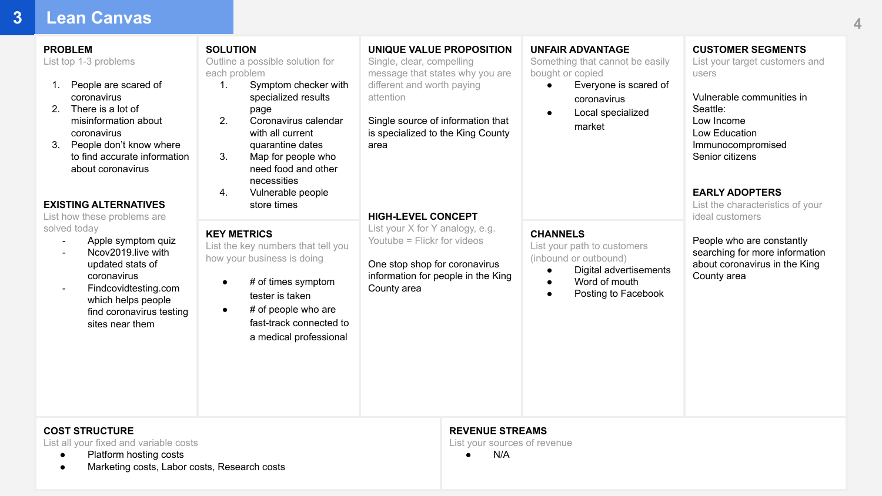# 3 Lean Canvas

## PROBLEM
List top 1-3 problems

1. People are scared of coronavirus
2. There is a lot of misinformation about coronavirus
3. People don't know where to find accurate information about coronavirus

## EXISTING ALTERNATIVES
List how these problems are solved today

- Apple symptom quiz
- Ncov2019.live with updated stats of coronavirus
- Findcovidtesting.com which helps people find coronavirus testing sites near them

## SOLUTION
Outline a possible solution for each problem

1. Symptom checker with specialized results page
2. Coronavirus calendar with all current quarantine dates
3. Map for people who need food and other necessities
4. Vulnerable people store times

## KEY METRICS
List the key numbers that tell you how your business is doing

- # of times symptom tester is taken
- # of people who are fast-track connected to a medical professional

## UNIQUE VALUE PROPOSITION
Single, clear, compelling message that states why you are different and worth paying attention

Single source of information that is specialized to the King County area

## HIGH-LEVEL CONCEPT
List your X for Y analogy, e.g. Youtube = Flickr for videos

One stop shop for coronavirus information for people in the King County area

## UNFAIR ADVANTAGE
Something that cannot be easily bought or copied

- Everyone is scared of coronavirus
- Local specialized market

## CHANNELS
List your path to customers (inbound or outbound)

- Digital advertisements
- Word of mouth
- Posting to Facebook

## CUSTOMER SEGMENTS
List your target customers and users

Vulnerable communities in Seattle:
Low Income
Low Education
Immunocompromised
Senior citizens

## EARLY ADOPTERS
List the characteristics of your ideal customers

People who are constantly searching for more information about coronavirus in the King County area

## COST STRUCTURE
List all your fixed and variable costs

- Platform hosting costs
- Marketing costs, Labor costs, Research costs

## REVENUE STREAMS
List your sources of revenue

- N/A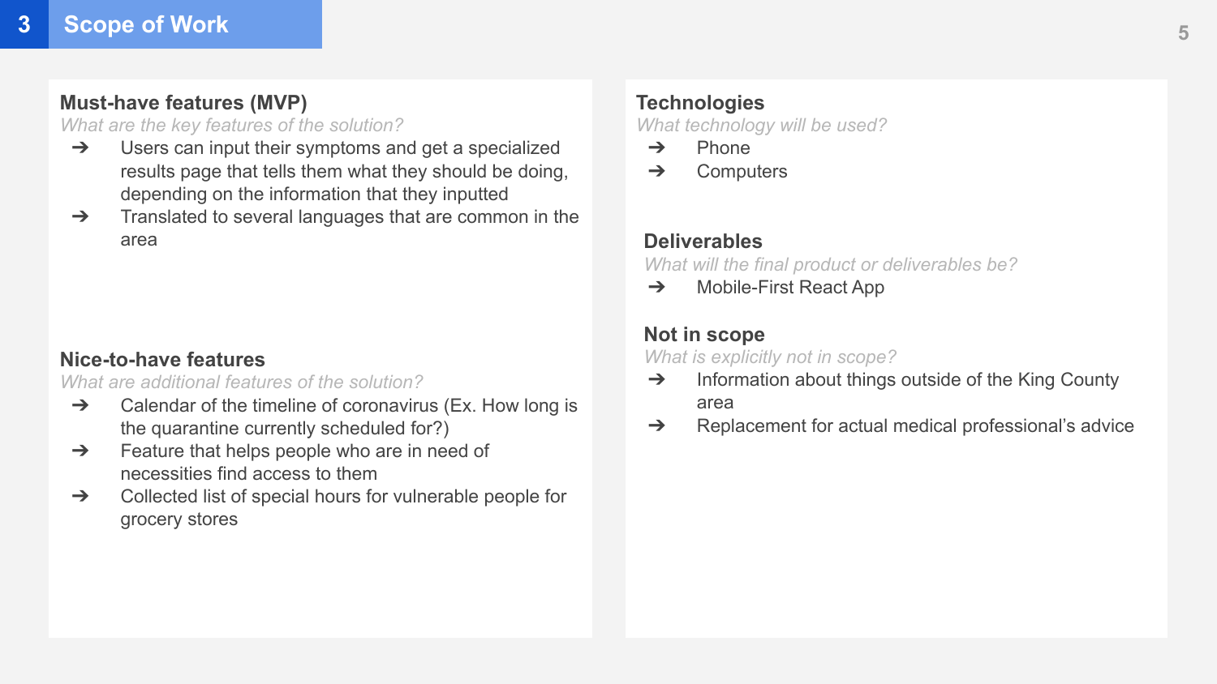# 3 Scope of Work

## Must-have features (MVP)

*What are the key features of the solution?*

- ➔ Users can input their symptoms and get a specialized results page that tells them what they should be doing, depending on the information that they inputted
- ➔ Translated to several languages that are common in the area

## Nice-to-have features

*What are additional features of the solution?*

- ➔ Calendar of the timeline of coronavirus (Ex. How long is the quarantine currently scheduled for?)
- ➔ Feature that helps people who are in need of necessities find access to them
- ➔ Collected list of special hours for vulnerable people for grocery stores

## Technologies

*What technology will be used?*

- ➔ Phone
- ➔ Computers

## Deliverables

*What will the final product or deliverables be?*

- ➔ Mobile-First React App

## Not in scope

*What is explicitly not in scope?*

- ➔ Information about things outside of the King County area
- ➔ Replacement for actual medical professional's advice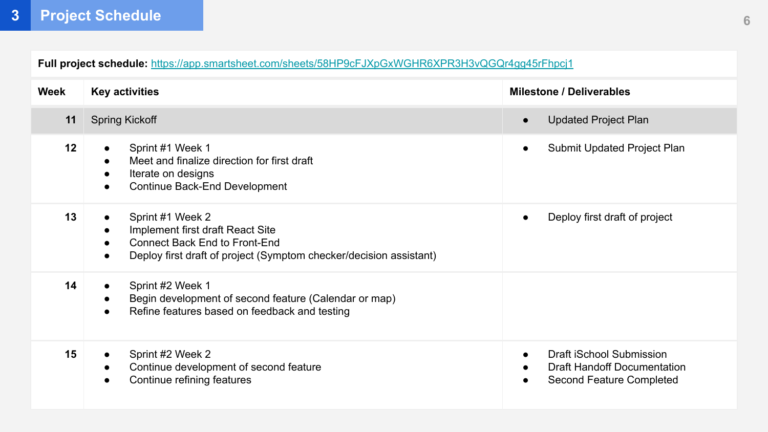## 3 Project Schedule

**Full project schedule:** https://app.smartsheet.com/sheets/58HP9cFJXpGxWGHR6XPR3H3vQGQr4gg45rFhpcj1

| Week | Key activities | Milestone / Deliverables |
|---|---|---|
| 11 | Spring Kickoff | • Updated Project Plan |
| 12 | • Sprint #1 Week 1<br>• Meet and finalize direction for first draft<br>• Iterate on designs<br>• Continue Back-End Development | • Submit Updated Project Plan |
| 13 | • Sprint #1 Week 2<br>• Implement first draft React Site<br>• Connect Back End to Front-End<br>• Deploy first draft of project (Symptom checker/decision assistant) | • Deploy first draft of project |
| 14 | • Sprint #2 Week 1<br>• Begin development of second feature (Calendar or map)<br>• Refine features based on feedback and testing | |
| 15 | • Sprint #2 Week 2<br>• Continue development of second feature<br>• Continue refining features | • Draft iSchool Submission<br>• Draft Handoff Documentation<br>• Second Feature Completed |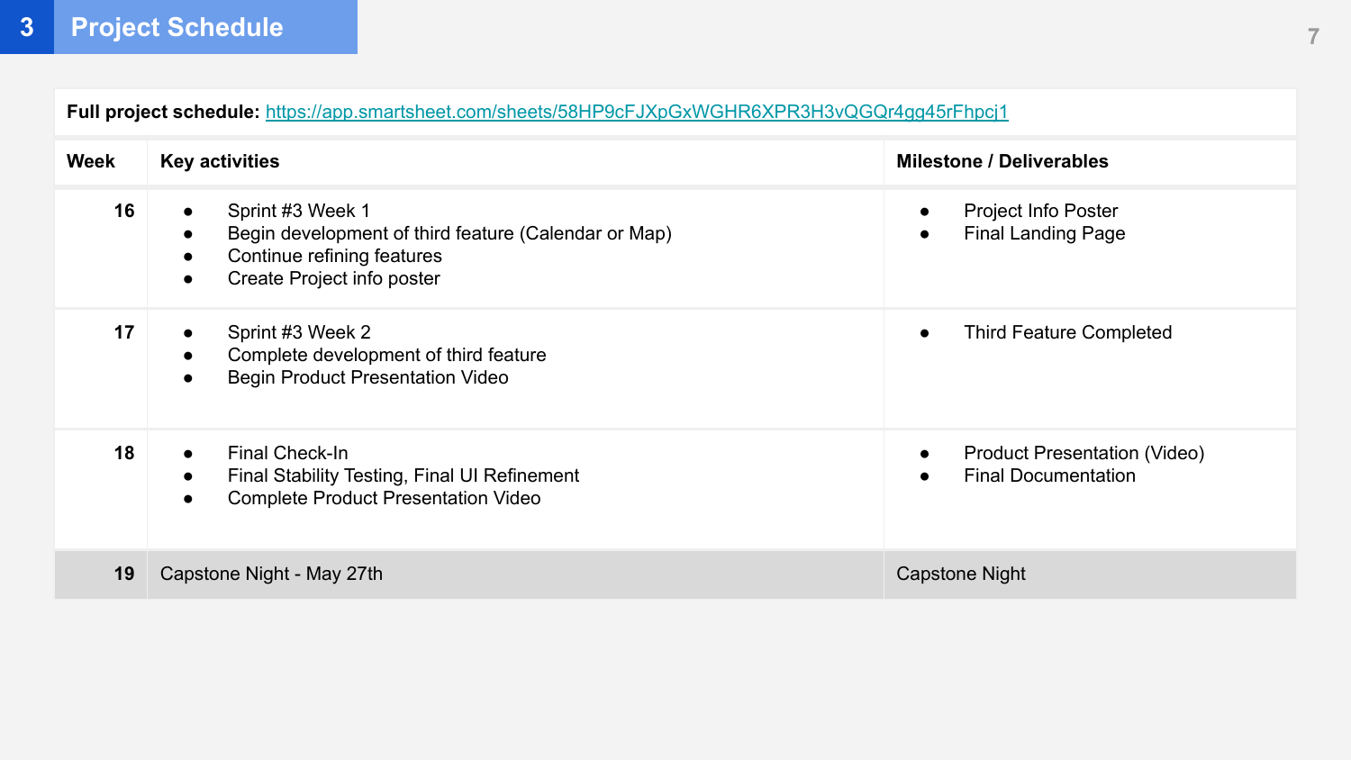## 3 Project Schedule

**Full project schedule:** https://app.smartsheet.com/sheets/58HP9cFJXpGxWGHR6XPR3H3vQGQr4gg45rFhpcj1

| Week | Key activities | Milestone / Deliverables |
|---|---|---|
| 16 | • Sprint #3 Week 1<br>• Begin development of third feature (Calendar or Map)<br>• Continue refining features<br>• Create Project info poster | • Project Info Poster<br>• Final Landing Page |
| 17 | • Sprint #3 Week 2<br>• Complete development of third feature<br>• Begin Product Presentation Video | • Third Feature Completed |
| 18 | • Final Check-In<br>• Final Stability Testing, Final UI Refinement<br>• Complete Product Presentation Video | • Product Presentation (Video)<br>• Final Documentation |
| 19 | Capstone Night - May 27th | Capstone Night |